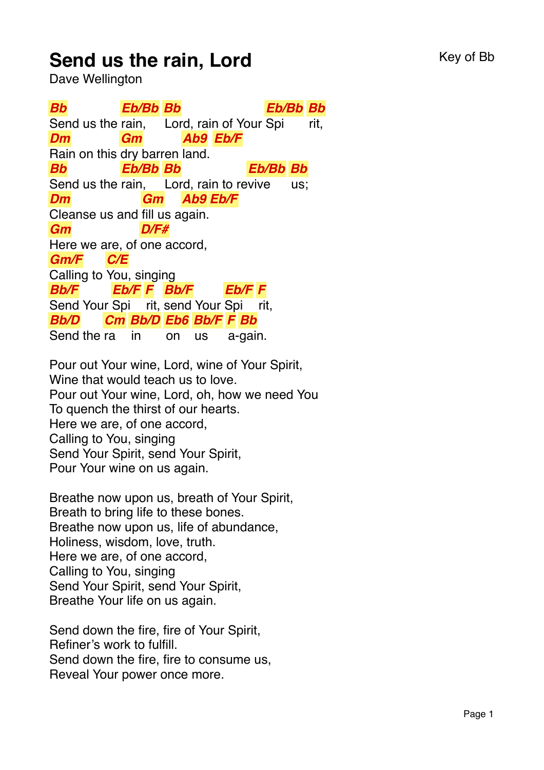# Send us the rain, Lord

Key of Bb

Dave Wellington

```
Bb            Eb/Bb Bb                     Eb/Bb Bb
Send us the rain,    Lord, rain of Your Spi      rit,
Dm           Gm         Ab9  Eb/F
Rain on this dry barren land.
Bb            Eb/Bb Bb                Eb/Bb Bb
Send us the rain,    Lord, rain to revive      us;
Dm                 Gm     Ab9 Eb/F
Cleanse us and fill us again.
Gm                 D/F#
Here we are, of one accord,
Gm/F     C/E
Calling to You, singing
Bb/F         Eb/F F   Bb/F       Eb/F F
Send Your Spi    rit, send Your Spi    rit,
Bb/D       Cm  Bb/D Eb6 Bb/F F Bb
Send the ra    in      on    us    a-gain.
```

Pour out Your wine, Lord, wine of Your Spirit,
Wine that would teach us to love.
Pour out Your wine, Lord, oh, how we need You
To quench the thirst of our hearts.
Here we are, of one accord,
Calling to You, singing
Send Your Spirit, send Your Spirit,
Pour Your wine on us again.

Breathe now upon us, breath of Your Spirit,
Breath to bring life to these bones.
Breathe now upon us, life of abundance,
Holiness, wisdom, love, truth.
Here we are, of one accord,
Calling to You, singing
Send Your Spirit, send Your Spirit,
Breathe Your life on us again.

Send down the fire, fire of Your Spirit,
Refiner's work to fulfill.
Send down the fire, fire to consume us,
Reveal Your power once more.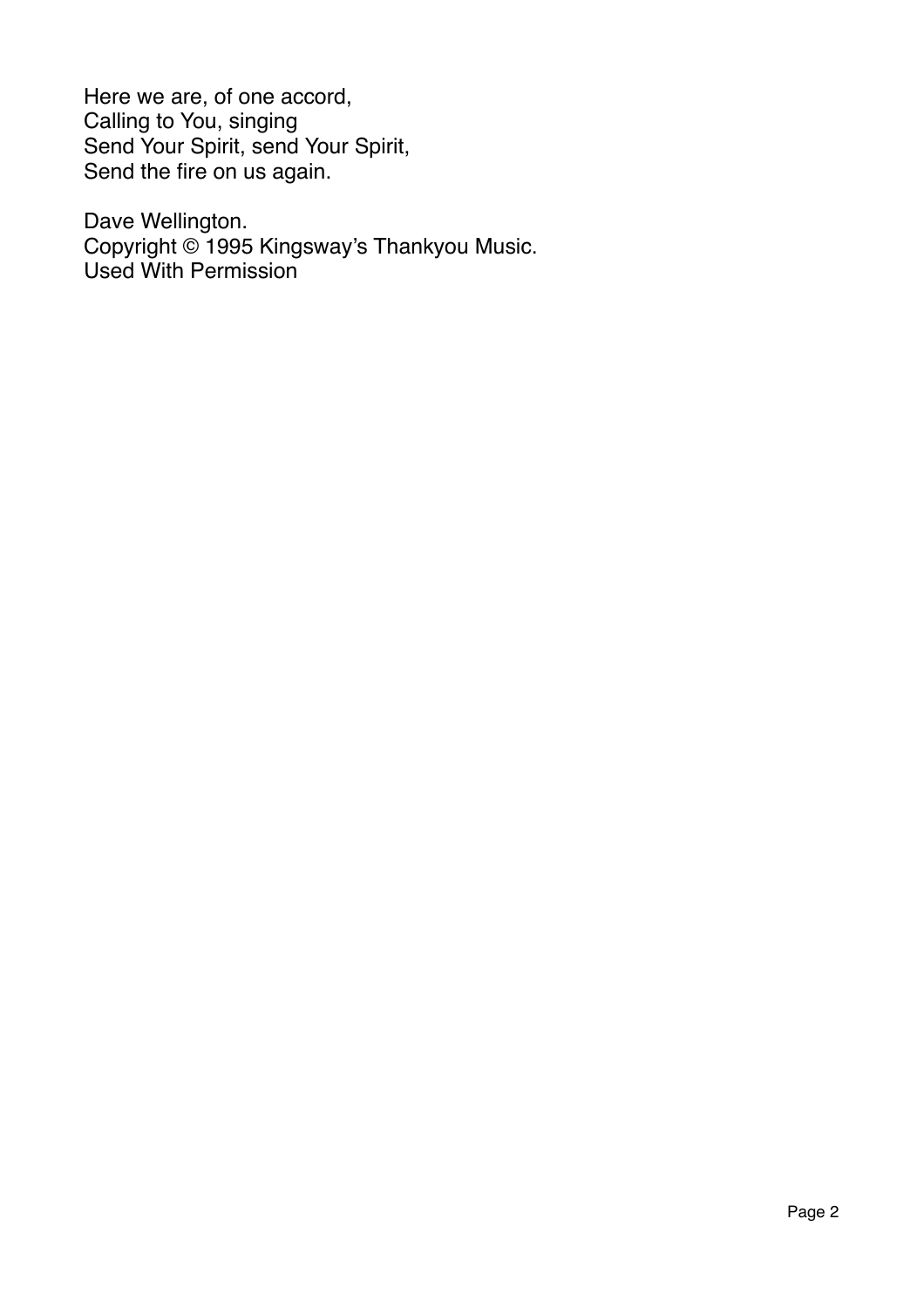Here we are, of one accord,
Calling to You, singing
Send Your Spirit, send Your Spirit,
Send the fire on us again.

Dave Wellington.
Copyright © 1995 Kingsway's Thankyou Music.
Used With Permission